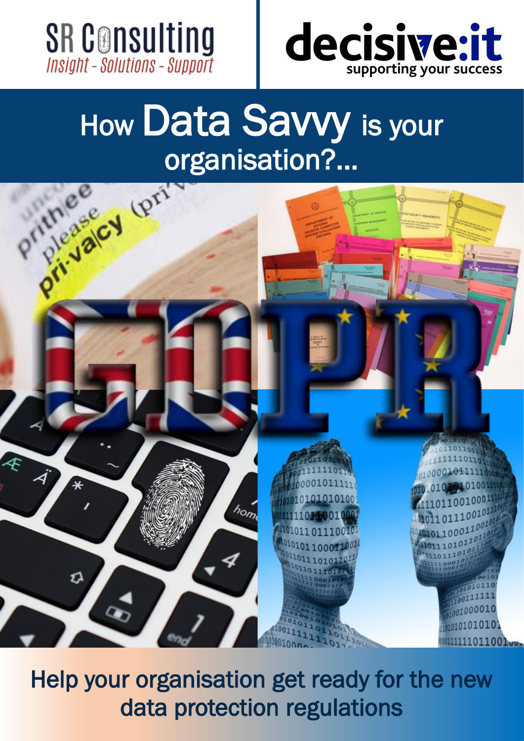SR Consulting
*Insight - Solutions - Support*

decisive:it
supporting your success

# How Data Savvy is your organisation?...

GDPR

## Help your organisation get ready for the new data protection regulations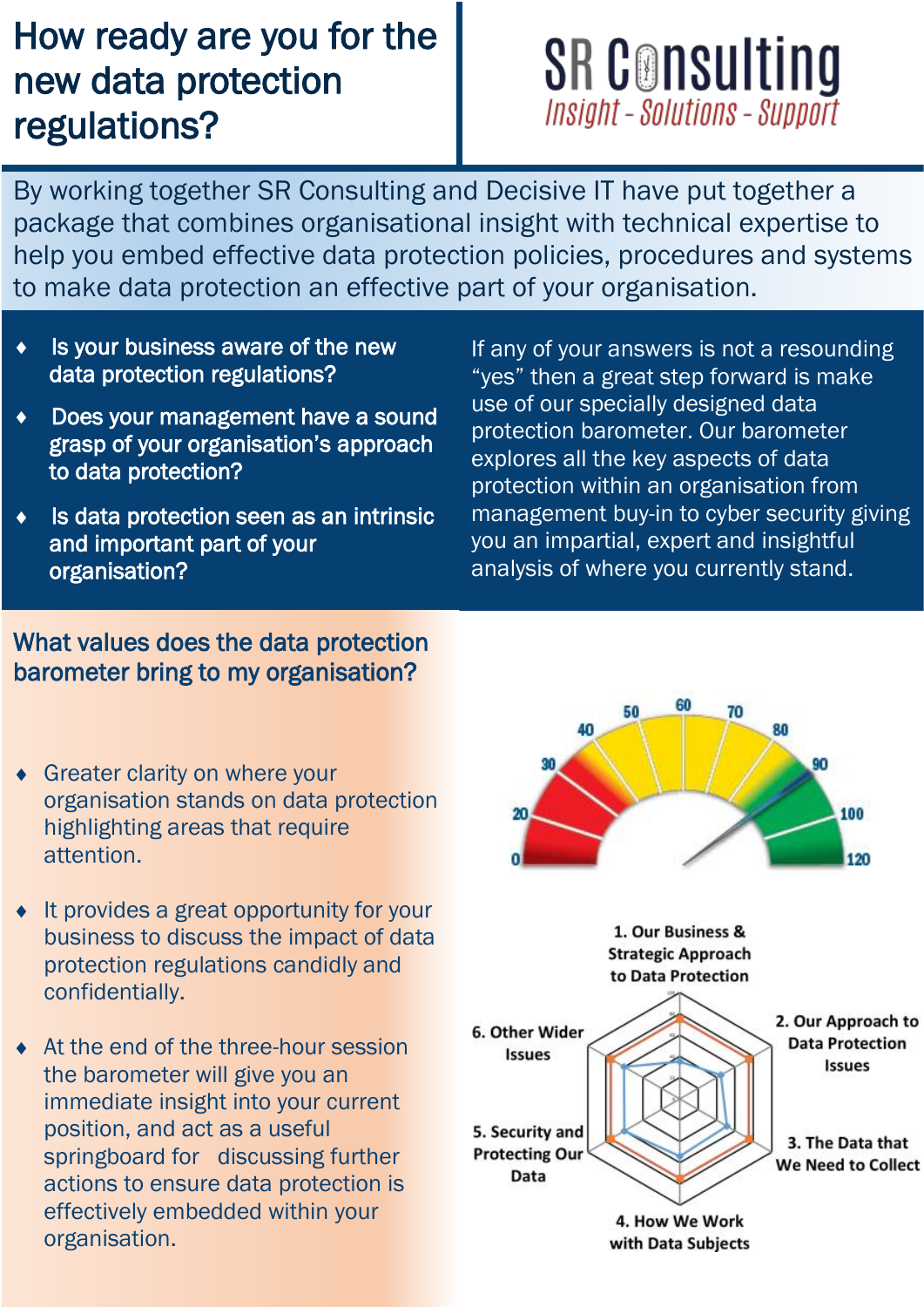# How ready are you for the new data protection regulations?

SR Consulting
*Insight - Solutions - Support*

By working together SR Consulting and Decisive IT have put together a package that combines organisational insight with technical expertise to help you embed effective data protection policies, procedures and systems to make data protection an effective part of your organisation.

- **Is your business aware of the new data protection regulations?**
- **Does your management have a sound grasp of your organisation's approach to data protection?**
- **Is data protection seen as an intrinsic and important part of your organisation?**

If any of your answers is not a resounding "yes" then a great step forward is make use of our specially designed data protection barometer. Our barometer explores all the key aspects of data protection within an organisation from management buy-in to cyber security giving you an impartial, expert and insightful analysis of where you currently stand.

## What values does the data protection barometer bring to my organisation?

- Greater clarity on where your organisation stands on data protection highlighting areas that require attention.
- It provides a great opportunity for your business to discuss the impact of data protection regulations candidly and confidentially.
- At the end of the three-hour session the barometer will give you an immediate insight into your current position, and act as a useful springboard for discussing further actions to ensure data protection is effectively embedded within your organisation.

0 20 30 40 50 60 70 80 90 100 120

1. Our Business & Strategic Approach to Data Protection
2. Our Approach to Data Protection Issues
3. The Data that We Need to Collect
4. How We Work with Data Subjects
5. Security and Protecting Our Data
6. Other Wider Issues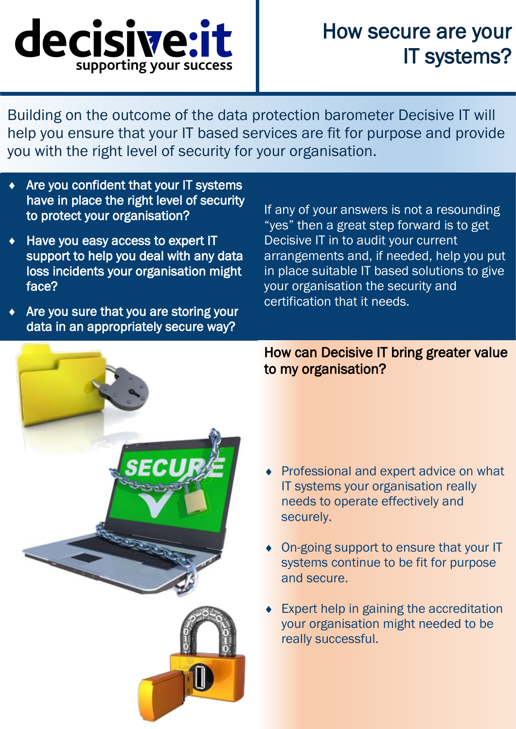decisive:it
supporting your success

# How secure are your IT systems?

Building on the outcome of the data protection barometer Decisive IT will help you ensure that your IT based services are fit for purpose and provide you with the right level of security for your organisation.

- **Are you confident that your IT systems have in place the right level of security to protect your organisation?**
- **Have you easy access to expert IT support to help you deal with any data loss incidents your organisation might face?**
- **Are you sure that you are storing your data in an appropriately secure way?**

If any of your answers is not a resounding "yes" then a great step forward is to get Decisive IT in to audit your current arrangements and, if needed, help you put in place suitable IT based solutions to give your organisation the security and certification that it needs.

## How can Decisive IT bring greater value to my organisation?

- Professional and expert advice on what IT systems your organisation really needs to operate effectively and securely.
- On-going support to ensure that your IT systems continue to be fit for purpose and secure.
- Expert help in gaining the accreditation your organisation might needed to be really successful.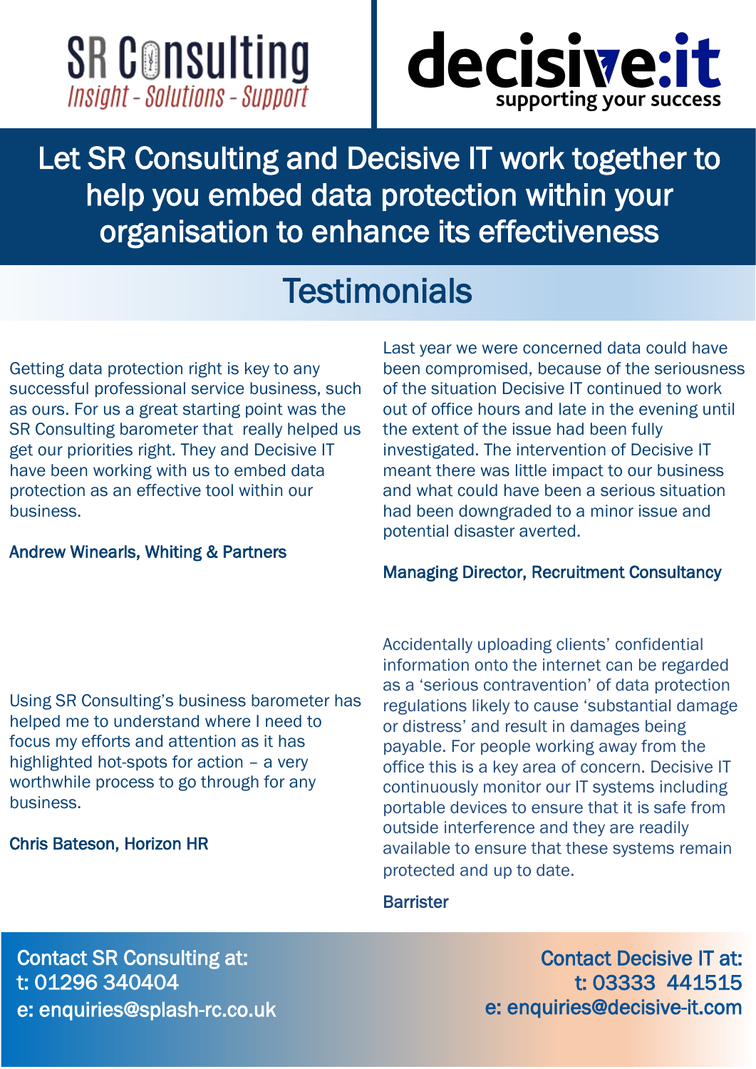SR Consulting
*Insight - Solutions - Support*

decisive:it
supporting your success

# Let SR Consulting and Decisive IT work together to help you embed data protection within your organisation to enhance its effectiveness

## Testimonials

Getting data protection right is key to any successful professional service business, such as ours. For us a great starting point was the SR Consulting barometer that really helped us get our priorities right. They and Decisive IT have been working with us to embed data protection as an effective tool within our business.

**Andrew Winearls, Whiting & Partners**

Last year we were concerned data could have been compromised, because of the seriousness of the situation Decisive IT continued to work out of office hours and late in the evening until the extent of the issue had been fully investigated. The intervention of Decisive IT meant there was little impact to our business and what could have been a serious situation had been downgraded to a minor issue and potential disaster averted.

**Managing Director, Recruitment Consultancy**

Using SR Consulting's business barometer has helped me to understand where I need to focus my efforts and attention as it has highlighted hot-spots for action – a very worthwhile process to go through for any business.

**Chris Bateson, Horizon HR**

Accidentally uploading clients' confidential information onto the internet can be regarded as a 'serious contravention' of data protection regulations likely to cause 'substantial damage or distress' and result in damages being payable. For people working away from the office this is a key area of concern. Decisive IT continuously monitor our IT systems including portable devices to ensure that it is safe from outside interference and they are readily available to ensure that these systems remain protected and up to date.

**Barrister**

Contact SR Consulting at:
t: 01296 340404
e: enquiries@splash-rc.co.uk

Contact Decisive IT at:
t: 03333 441515
e: enquiries@decisive-it.com